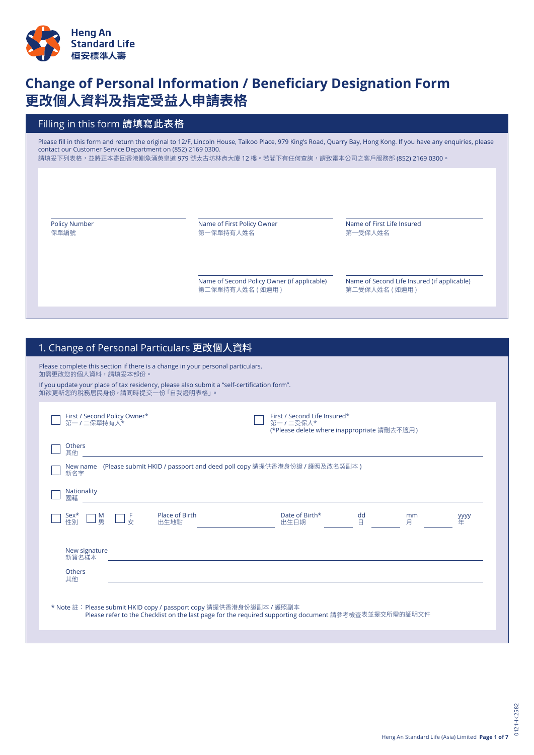Heng An Standard Life
恒安標準人壽

# Change of Personal Information / Beneficiary Designation Form
# 更改個人資料及指定受益人申請表格

## Filling in this form 請填寫此表格

Please fill in this form and return the original to 12/F, Lincoln House, Taikoo Place, 979 King's Road, Quarry Bay, Hong Kong. If you have any enquiries, please contact our Customer Service Department on (852) 2169 0300.
請填妥下列表格，並將正本寄回香港鰂魚涌英皇道 979 號太古坊林肯大廈 12 樓。若閣下有任何查詢，請致電本公司之客戶服務部 (852) 2169 0300。

Policy Number
保單編號 ______________________

Name of First Policy Owner
第一保單持有人姓名 ______________________

Name of First Life Insured
第一受保人姓名 ______________________

Name of Second Policy Owner (if applicable)
第二保單持有人姓名（如適用） ______________________

Name of Second Life Insured (if applicable)
第二受保人姓名（如適用） ______________________

## 1. Change of Personal Particulars 更改個人資料

Please complete this section if there is a change in your personal particulars.
如需更改您的個人資料，請填妥本部份。

If you update your place of tax residency, please also submit a "self-certification form".
如欲更新您的稅務居民身份，請同時提交一份「自我證明表格」。

☐ First / Second Policy Owner* 第一 / 二保單持有人*

☐ First / Second Life Insured* 第一 / 二受保人*
(*Please delete where inappropriate 請刪去不適用)

☐ Others 其他 ______________________

☐ New name 新名字 (Please submit HKID / passport and deed poll copy 請提供香港身份證 / 護照及改名契副本)

☐ Nationality 國籍 ______________________

☐ Sex* 性別 ☐ M 男 ☐ F 女 Place of Birth 出生地點 __________ Date of Birth* 出生日期 dd 日 ______ mm 月 ______ yyyy 年 ______

New signature 新簽名樣本 ______________________

Others 其他 ______________________

\* Note 註：Please submit HKID copy / passport copy 請提供香港身份證副本 / 護照副本
Please refer to the Checklist on the last page for the required supporting document 請參考檢查表並提交所需的證明文件

Heng An Standard Life (Asia) Limited

0121HK2582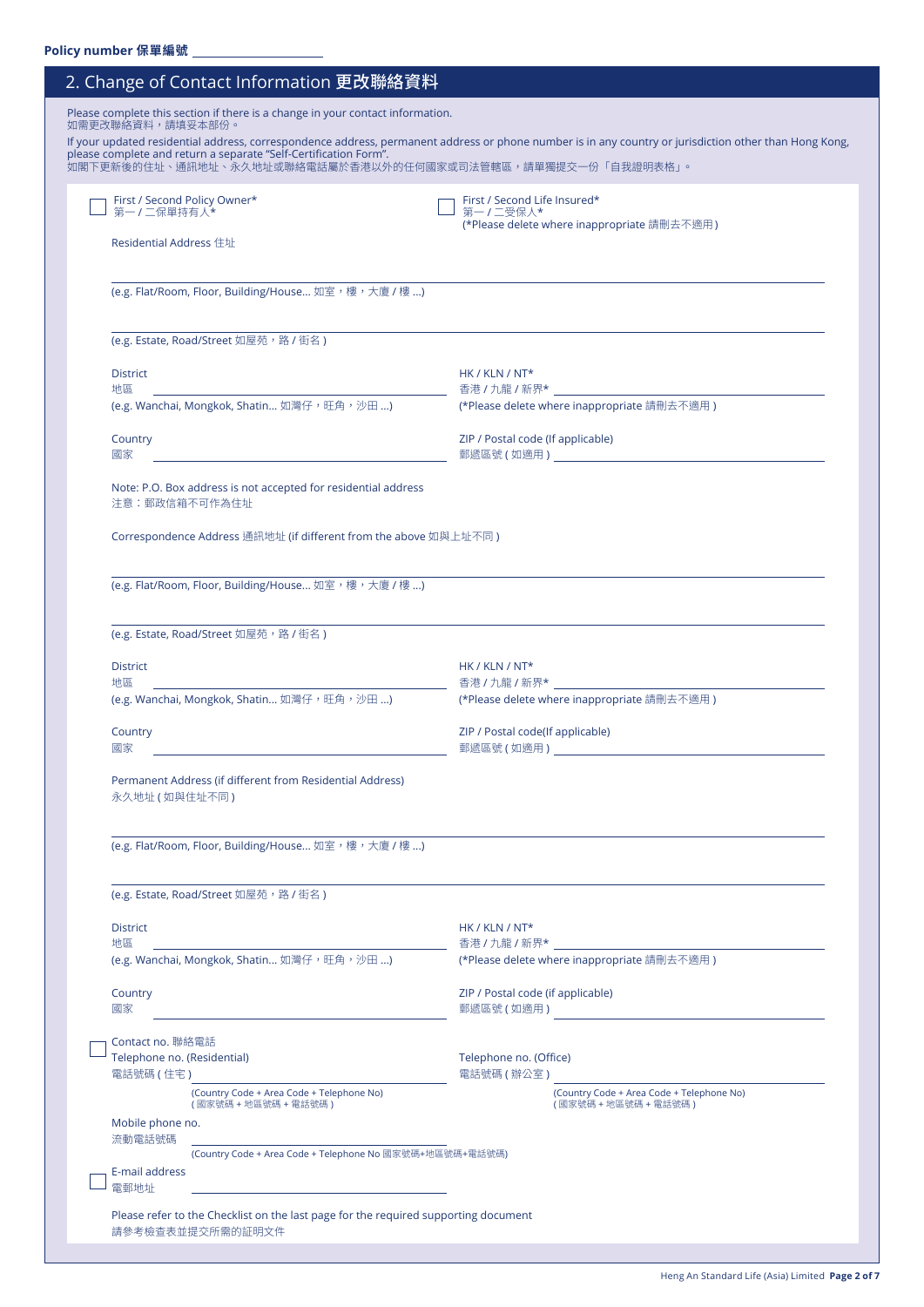Policy number 保單編號 ____________________

## 2. Change of Contact Information 更改聯絡資料

Please complete this section if there is a change in your contact information.
如需更改聯絡資料，請填妥本部份。

If your updated residential address, correspondence address, permanent address or phone number is in any country or jurisdiction other than Hong Kong, please complete and return a separate "Self-Certification Form".
如閣下更新後的住址、通訊地址、永久地址或聯絡電話屬於香港以外的任何國家或司法管轄區，請單獨提交一份「自我證明表格」。

☐ First / Second Policy Owner* 第一 / 二保單持有人*

☐ First / Second Life Insured* 第一 / 二受保人*
(*Please delete where inappropriate 請刪去不適用)

Residential Address 住址

____________________________________________
(e.g. Flat/Room, Floor, Building/House... 如室，樓，大廈 / 樓 ...)

____________________________________________
(e.g. Estate, Road/Street 如屋苑，路 / 街名)

District 地區 ____________________
(e.g. Wanchai, Mongkok, Shatin... 如灣仔，旺角，沙田 ...)

HK / KLN / NT* 香港 / 九龍 / 新界* ____________________
(*Please delete where inappropriate 請刪去不適用)

Country 國家 ____________________

ZIP / Postal code (If applicable) 郵遞區號 (如適用) ____________________

Note: P.O. Box address is not accepted for residential address
注意：郵政信箱不可作為住址

Correspondence Address 通訊地址 (if different from the above 如與上址不同)

____________________________________________
(e.g. Flat/Room, Floor, Building/House... 如室，樓，大廈 / 樓 ...)

____________________________________________
(e.g. Estate, Road/Street 如屋苑，路 / 街名)

District 地區 ____________________
(e.g. Wanchai, Mongkok, Shatin... 如灣仔，旺角，沙田 ...)

HK / KLN / NT* 香港 / 九龍 / 新界* ____________________
(*Please delete where inappropriate 請刪去不適用)

Country 國家 ____________________

ZIP / Postal code(If applicable) 郵遞區號 (如適用) ____________________

Permanent Address (if different from Residential Address)
永久地址 (如與住址不同)

____________________________________________
(e.g. Flat/Room, Floor, Building/House... 如室，樓，大廈 / 樓 ...)

____________________________________________
(e.g. Estate, Road/Street 如屋苑，路 / 街名)

District 地區 ____________________
(e.g. Wanchai, Mongkok, Shatin... 如灣仔，旺角，沙田 ...)

HK / KLN / NT* 香港 / 九龍 / 新界* ____________________
(*Please delete where inappropriate 請刪去不適用)

Country 國家 ____________________

ZIP / Postal code (if applicable) 郵遞區號 (如適用) ____________________

☐ Contact no. 聯絡電話

Telephone no. (Residential) 電話號碼 (住宅) ____________________
(Country Code + Area Code + Telephone No) (國家號碼 + 地區號碼 + 電話號碼)

Telephone no. (Office) 電話號碼 (辦公室) ____________________
(Country Code + Area Code + Telephone No) (國家號碼 + 地區號碼 + 電話號碼)

Mobile phone no. 流動電話號碼 ____________________
(Country Code + Area Code + Telephone No 國家號碼+地區號碼+電話號碼)

☐ E-mail address 電郵地址 ____________________

Please refer to the Checklist on the last page for the required supporting document
請參考檢查表並提交所需的證明文件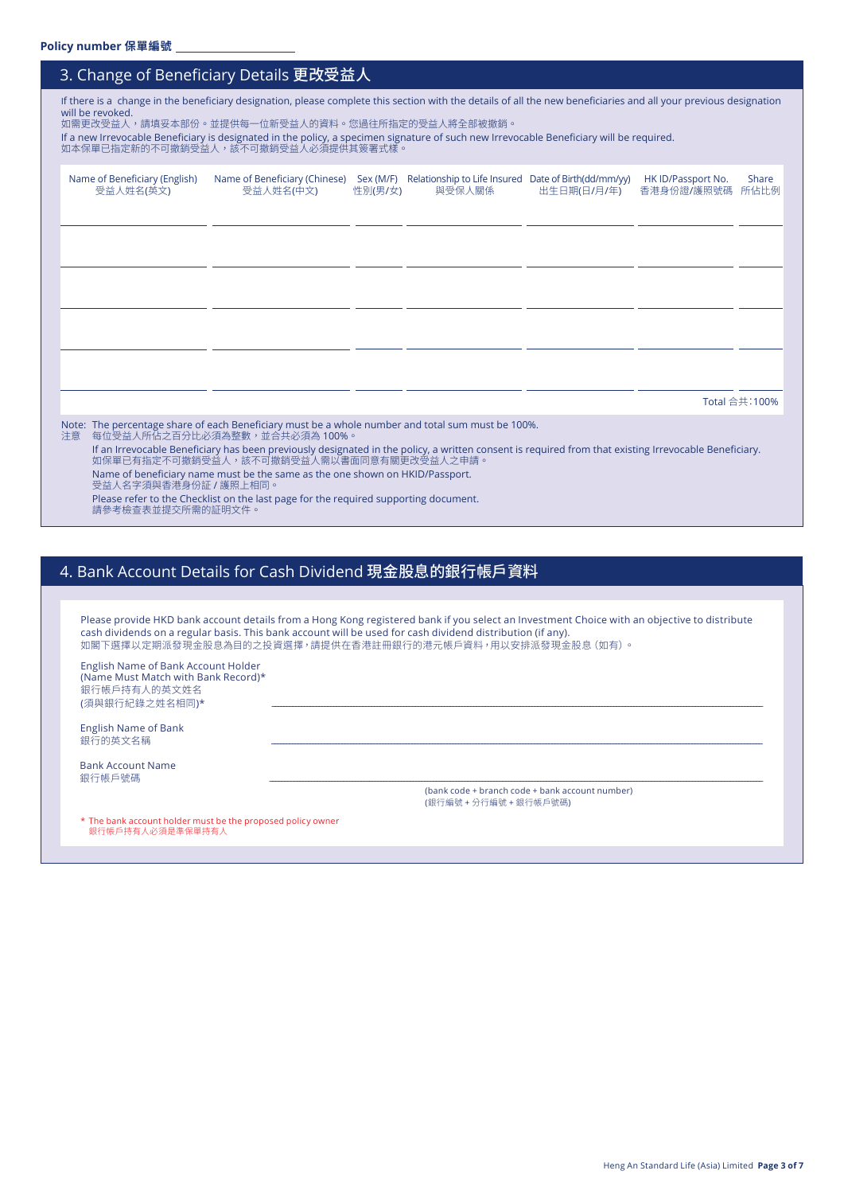Policy number 保單編號 ____________________

## 3. Change of Beneficiary Details 更改受益人

If there is a change in the beneficiary designation, please complete this section with the details of all the new beneficiaries and all your previous designation will be revoked.
如需更改受益人，請填妥本部份。並提供每一位新受益人的資料。您過往所指定的受益人將全部被撤銷。
If a new Irrevocable Beneficiary is designated in the policy, a specimen signature of such new Irrevocable Beneficiary will be required.
如本保單已指定新的不可撤銷受益人，該不可撤銷受益人必須提供其簽署式樣。

| Name of Beneficiary (English) 受益人姓名(英文) | Name of Beneficiary (Chinese) 受益人姓名(中文) | Sex (M/F) 性別(男/女) | Relationship to Life Insured 與受保人關係 | Date of Birth(dd/mm/yy) 出生日期(日/月/年) | HK ID/Passport No. 香港身份證/護照號碼 | Share 所佔比例 |
|---|---|---|---|---|---|---|
| | | | | | | |
| | | | | | | |
| | | | | | | |
| | | | | | | |
| | | | | | | |
| | | | | | | Total 合共:100% |

Note: 注意
- The percentage share of each Beneficiary must be a whole number and total sum must be 100%.
  每位受益人所佔之百分比必須為整數，並合共必須為 100%。
- If an Irrevocable Beneficiary has been previously designated in the policy, a written consent is required from that existing Irrevocable Beneficiary.
  如保單已有指定不可撤銷受益人，該不可撤銷受益人需以書面同意有關更改受益人之申請。
- Name of beneficiary name must be the same as the one shown on HKID/Passport.
  受益人名字須與香港身份証 / 護照上相同。
- Please refer to the Checklist on the last page for the required supporting document.
  請參考檢查表並提交所需的証明文件。

## 4. Bank Account Details for Cash Dividend 現金股息的銀行帳戶資料

Please provide HKD bank account details from a Hong Kong registered bank if you select an Investment Choice with an objective to distribute cash dividends on a regular basis. This bank account will be used for cash dividend distribution (if any).
如閣下選擇以定期派發現金股息為目的之投資選擇，請提供在香港註冊銀行的港元帳戶資料，用以安排派發現金股息 (如有)。

English Name of Bank Account Holder (Name Must Match with Bank Record)*
銀行帳戶持有人的英文姓名
(須與銀行紀錄之姓名相同)* ____________________

English Name of Bank
銀行的英文名稱 ____________________

Bank Account Name
銀行帳戶號碼 ____________________
(bank code + branch code + bank account number)
(銀行編號 + 分行編號 + 銀行帳戶號碼)

\* The bank account holder must be the proposed policy owner
銀行帳戶持有人必須是準保單持有人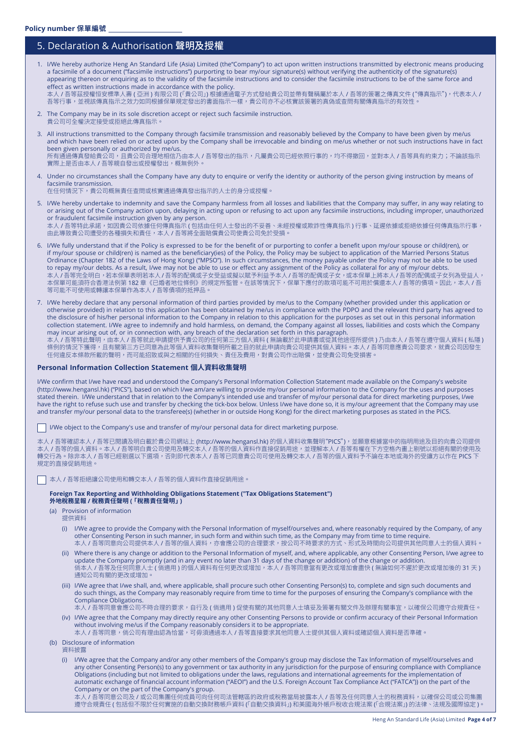**Policy number 保單編號** \_\_\_\_\_\_\_\_\_\_\_\_\_\_\_\_\_\_\_\_

## 5. Declaration & Authorisation 聲明及授權

1. I/We hereby authorize Heng An Standard Life (Asia) Limited (the"Company") to act upon written instructions transmitted by electronic means producing a facsimile of a document ("facsimile instructions") purporting to bear my/our signature(s) without verifying the authenticity of the signature(s) appearing thereon or enquiring as to the validity of the facsimile instructions and to consider the facsimile instructions to be of the same force and effect as written instructions made in accordance with the policy.
本人 / 吾等茲授權恒安標準人壽 ( 亞洲 ) 有限公司 (「貴公司」) 根據通過電子方式發給貴公司並帶有聲稱屬於本人 / 吾等的簽署之傳真文件 ("傳真指示")，代表本人 / 吾等行事，並視該傳真指示之效力如同根據保單規定發出的書面指示一樣，貴公司亦不必核實該簽署的真偽或查問有關傳真指示的有效性。

2. The Company may be in its sole discretion accept or reject such facsimile instruction.
貴公司可全權決定接受或拒絕此傳真指示。

3. All instructions transmitted to the Company through facsimile transmission and reasonably believed by the Company to have been given by me/us and which have been relied on or acted upon by the Company shall be irrevocable and binding on me/us whether or not such instructions have in fact been given personally or authorized by me/us.
所有通過傳真發給貴公司，且貴公司合理地相信乃由本人 / 吾等發出的指示，凡屬貴公司已經依照行事的，均不得撤回，並對本人 / 吾等具有約束力；不論該指示實際上是否由本人 / 吾等親自發出或授權發出，概無例外。

4. Under no circumstances shall the Company have any duty to enquire or verify the identity or authority of the person giving instruction by means of facsimile transmission.
在任何情況下，貴公司概無責任查問或核實通過傳真發出指示的人士的身分或授權。

5. I/We hereby undertake to indemnity and save the Company harmless from all losses and liabilities that the Company may suffer, in any way relating to or arising out of the Company action upon, delaying in acting upon or refusing to act upon any facsimile instructions, including improper, unauthorized or fraudulent facsimile instruction given by any person.
本人 / 吾等特此承諾，如因貴公司依據任何傳真指示 ( 包括由任何人士發出的不妥善、未經授權或欺詐性傳真指示 ) 行事、延遲依據或拒絕依據任何傳真指示行事，由此導致貴公司遭受的各種損失和責任，本人 / 吾等將全面賠償貴公司使貴公司免於受損。

6. I/We fully understand that if the Policy is expressed to be for the benefit of or purporting to confer a benefit upon my/our spouse or child(ren), or if my/our spouse or child(ren) is named as the beneficiary(ies) of the Policy, the Policy may be subject to application of the Married Persons Status Ordinance (Chapter 182 of the Laws of Hong Kong) ("MPSO"). In such circumstances, the money payable under the Policy may not be able to be used to repay my/our debts. As a result, I/we may not be able to use or effect any assignment of the Policy as collateral for any of my/our debts.
本人 / 吾等完全明白，若本保單表明若本人 / 吾等的配偶或子女受益或擬以賦予利益予本人 / 吾等的配偶或子女，或本保單上將本人 / 吾等的配偶或子女列為受益人，本保單可能須符合香港法例第 182 章《已婚者地位條例》的規定所監管。在該等情況下，保單下應付的款項可能不可用於償還本人 / 吾等的債項。因此，本人 / 吾等可能不可使用或轉讓本保單作為本人 / 吾等債項的抵押品。

7. I/We hereby declare that any personal information of third parties provided by me/us to the Company (whether provided under this application or otherwise provided) in relation to this application has been obtained by me/us in compliance with the PDPO and the relevant third party has agreed to the disclosure of his/her personal information to the Company in relation to this application for the purposes as set out in this personal information collection statement. I/We agree to indemnify and hold harmless, on demand, the Company against all losses, liabilities and costs which the Company may incur arising out of, or in connection with, any breach of the declaration set forth in this paragraph.
本人 / 吾等特此聲明，由本人 / 吾等就此申請提供予貴公司的任何第三方個人資料 ( 無論載於此申請書或從其他途徑所提供 ) 乃由本人 / 吾等在遵守個人資料 ( 私隱 ) 條例的情況下獲得，且有關第三方已同意為此等個人資料收集聲明所載之目的就此申請向貴公司提供其個人資料。本人 / 吾等同意應貴公司要求，就貴公司因發生任何違反本條款所載的聲明，而可能招致或與之相關的任何損失、責任及費用，對貴公司作出賠償，並使貴公司免受損害。

### Personal Information Collection Statement 個人資料收集聲明

I/We confirm that I/we have read and understood the Company's Personal Information Collection Statement made available on the Company's website (http://www.hengansl.hk) ("PICS"), based on which I/we am/are willing to provide my/our personal information to the Company for the uses and purposes stated therein. I/We understand that in relation to the Company's intended use and transfer of my/our personal data for direct marketing purposes, I/we have the right to refuse such use and transfer by checking the tick-box below. Unless I/we have done so, it is my/our agreement that the Company may use and transfer my/our personal data to the transferee(s) (whether in or outside Hong Kong) for the direct marketing purposes as stated in the PICS.

☐ I/We object to the Company's use and transfer of my/our personal data for direct marketing purpose.

本人 / 吾等確認本人 / 吾等已閱讀及明白載於貴公司網站上 (http://www.hengansl.hk) 的個人資料收集聲明"PICS")，並願意根據當中的指明用途及目的向貴公司提供本人 / 吾等的個人資料。本人 / 吾等明白貴公司使用及轉交本人 / 吾等的個人資料作直接促銷用途，並理解本人 / 吾等有權在下方空格內畫上剔號以拒絕有關的使用及轉交行為。除非本人 / 吾等已經剔選以下選項，否則即代表本人 / 吾等已同意貴公司可使用及轉交本人 / 吾等的個人資料予不論在本地或海外的受讓方以作在 PICS 下規定的直接促銷用途。

☐ 本人 / 吾等拒絕讓公司使用和轉交本人 / 吾等的個人資料作直接促銷用途。

**Foreign Tax Reporting and Withholding Obligations Statement ("Tax Obligations Statement")**
**外地稅務呈報 / 稅務責任聲明 (「稅務責任聲明」)**

(a) Provision of information
提供資料

(i) I/We agree to provide the Company with the Personal Information of myself/ourselves and, where reasonably required by the Company, of any other Consenting Person in such manner, in such form and within such time, as the Company may from time to time require.
本人 / 吾等同意向公司提供本人 / 吾等的個人資料，亦會應公司的合理要求，按公司不時要求的方式、形式及時間向公司提供其他同意人士的個人資料。

(ii) Where there is any change or addition to the Personal Information of myself, and, where applicable, any other Consenting Person, I/We agree to update the Company promptly (and in any event no later than 31 days of the change or addition) of the change or addition.
倘本人 / 吾等及任何同意人士 ( 倘適用 ) 的個人資料有任何更改或增加，本人 / 吾等同意當有更改或增加會盡快 ( 無論如何不遲於更改或增加後的 31 天 ) 通知公司有關的更改或增加。

(iii) I/We agree that I/we shall, and, where applicable, shall procure such other Consenting Person(s) to, complete and sign such documents and do such things, as the Company may reasonably require from time to time for the purposes of ensuring the Company's compliance with the Compliance Obligations.
本人 / 吾等同意會應公司不時合理的要求，自行及 ( 倘適用 ) 促使有關的其他同意人士填妥及簽署有關文件及辦理有關事宜，以確保公司遵守合規責任。

(iv) I/We agree that the Company may directly require any other Consenting Persons to provide or confirm accuracy of their Personal Information without involving me/us if the Company reasonably considers it to be appropriate.
本人 / 吾等同意，倘公司有理由認為恰當，可毋須通過本人 / 吾等直接要求其他同意人士提供其個人資料或確認個人資料是否準確。

(b) Disclosure of information
資料披露

(i) I/We agree that the Company and/or any other members of the Company's group may disclose the Tax Information of myself/ourselves and any other Consenting Person(s) to any government or tax authority in any jurisdiction for the purpose of ensuring compliance with Compliance Obligations (including but not limited to obligations under the laws, regulations and international agreements for the implementation of automatic exchange of financial account information ("AEOI") and the U.S. Foreign Account Tax Compliance Act ("FATCA")) on the part of the Company or on the part of the Company's group.
本人 / 吾等同意公司及 / 或公司集團任何成員可向任何司法管轄區的政府或稅務當局披露本人 / 吾等及任何同意人士的稅務資料，以確保公司或公司集團遵守合規責任 ( 包括但不限於任何實施的自動交換財務帳戶資料 (「自動交換資料」) 和美國海外帳戶稅收合規法案 (「合規法案」) 的法律、法規及國際協定 )。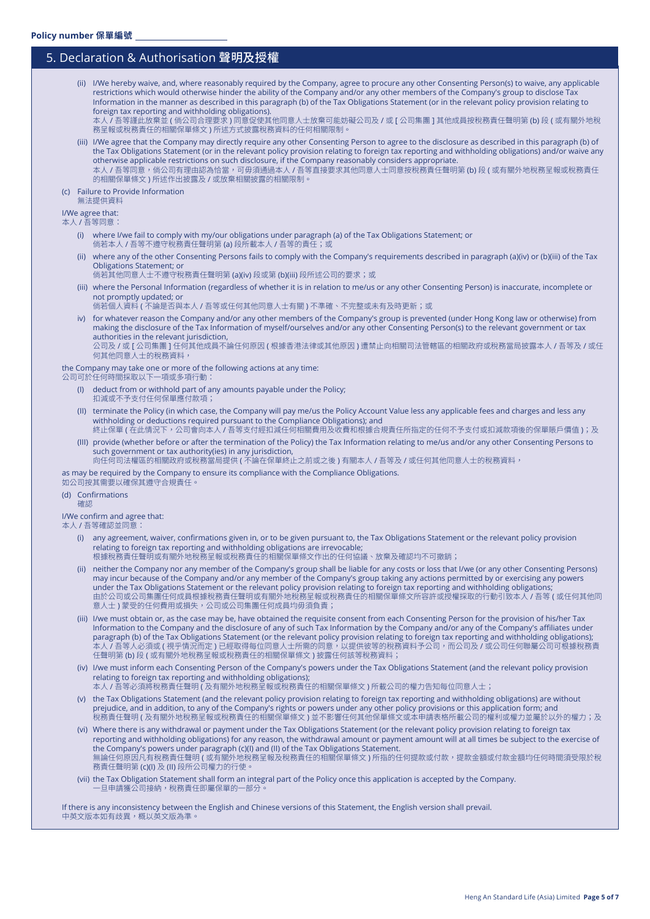Policy number 保單編號 ____________________

## 5. Declaration & Authorisation 聲明及授權

(ii) I/We hereby waive, and, where reasonably required by the Company, agree to procure any other Consenting Person(s) to waive, any applicable restrictions which would otherwise hinder the ability of the Company and/or any other members of the Company's group to disclose Tax Information in the manner as described in this paragraph (b) of the Tax Obligations Statement (or in the relevant policy provision relating to foreign tax reporting and withholding obligations).
本人 / 吾等謹此放棄並 ( 倘公司合理要求 ) 同意促使其他同意人士放棄可能妨礙公司及 / 或 [ 公司集團 ] 其他成員按稅務責任聲明第 (b) 段 ( 或有關外地稅務呈報或稅務責任的相關保單條文 ) 所述方式披露稅務資料的任何相關限制。

(iii) I/We agree that the Company may directly require any other Consenting Person to agree to the disclosure as described in this paragraph (b) of the Tax Obligations Statement (or in the relevant policy provision relating to foreign tax reporting and withholding obligations) and/or waive any otherwise applicable restrictions on such disclosure, if the Company reasonably considers appropriate.
本人 / 吾等同意，倘公司有理由認為恰當，可毋須通過本人 / 吾等直接要求其他同意人士同意按稅務責任聲明第 (b) 段 ( 或有關外地稅務呈報或稅務責任的相關保單條文 ) 所述作出披露及 / 或放棄相關披露的相關限制。

(c) Failure to Provide Information
無法提供資料

I/We agree that:
本人 / 吾等同意：

(i) where I/we fail to comply with my/our obligations under paragraph (a) of the Tax Obligations Statement; or
倘若本人 / 吾等不遵守稅務責任聲明第 (a) 段所載本人 / 吾等的責任；或

(ii) where any of the other Consenting Persons fails to comply with the Company's requirements described in paragraph (a)(iv) or (b)(iii) of the Tax Obligations Statement; or
倘若其他同意人士不遵守稅務責任聲明第 (a)(iv) 段或第 (b)(iii) 段所述公司的要求；或

(iii) where the Personal Information (regardless of whether it is in relation to me/us or any other Consenting Person) is inaccurate, incomplete or not promptly updated; or
倘若個人資料 ( 不論是否與本人 / 吾等或任何其他同意人士有關 ) 不準確、不完整或未有及時更新；或

iv) for whatever reason the Company and/or any other members of the Company's group is prevented (under Hong Kong law or otherwise) from making the disclosure of the Tax Information of myself/ourselves and/or any other Consenting Person(s) to the relevant government or tax authorities in the relevant jurisdiction,
公司及 / 或 [ 公司集團 ] 任何其他成員不論任何原因 ( 根據香港法律或其他原因 ) 遭禁止向相關司法管轄區的相關政府或稅務當局披露本人 / 吾等及 / 或任何其他同意人士的稅務資料，

the Company may take one or more of the following actions at any time:
公司可於任何時間採取以下一項或多項行動：

(I) deduct from or withhold part of any amounts payable under the Policy;
扣減或不予支付任何保單應付款項；

(II) terminate the Policy (in which case, the Company will pay me/us the Policy Account Value less any applicable fees and charges and less any withholding or deductions required pursuant to the Compliance Obligations); and
終止保單 ( 在此情況下，公司會向本人 / 吾等支付經扣減任何相關費用及收費和根據合規責任所指定的任何不予支付或扣減款項後的保單賬戶價值 )；及

(III) provide (whether before or after the termination of the Policy) the Tax Information relating to me/us and/or any other Consenting Persons to such government or tax authority(ies) in any jurisdiction,
向任何司法權區的相關政府或稅務當局提供 ( 不論在保單終止之前或之後 ) 有關本人 / 吾等及 / 或任何其他同意人士的稅務資料，

as may be required by the Company to ensure its compliance with the Compliance Obligations.
如公司按其需要以確保其遵守合規責任。

(d) Confirmations
確認

I/We confirm and agree that:
本人 / 吾等確認並同意：

(i) any agreement, waiver, confirmations given in, or to be given pursuant to, the Tax Obligations Statement or the relevant policy provision relating to foreign tax reporting and withholding obligations are irrevocable;
根據稅務責任聲明或有關外地稅務呈報或稅務責任的相關保單條文作出的任何協議、放棄及確認均不可撤銷；

(ii) neither the Company nor any member of the Company's group shall be liable for any costs or loss that I/we (or any other Consenting Persons) may incur because of the Company and/or any member of the Company's group taking any actions permitted by or exercising any powers under the Tax Obligations Statement or the relevant policy provision relating to foreign tax reporting and withholding obligations;
由於公司或公司集團任何成員根據稅務責任聲明或有關外地稅務呈報或稅務責任的相關保單條文所容許或授權採取的行動引致本人 / 吾等 ( 或任何其他同意人士 ) 蒙受的任何費用或損失，公司或公司集團任何成員均毋須負責；

(iii) I/we must obtain or, as the case may be, have obtained the requisite consent from each Consenting Person for the provision of his/her Tax Information to the Company and the disclosure of any of such Tax Information by the Company and/or any of the Company's affiliates under paragraph (b) of the Tax Obligations Statement (or the relevant policy provision relating to foreign tax reporting and withholding obligations);
本人 / 吾等人必須或 ( 視乎情況而定 ) 已經取得每位同意人士所需的同意，以提供彼等的稅務資料予公司，而公司及 / 或公司任何聯屬公司可根據稅務責任聲明第 (b) 段 ( 或有關外地稅務呈報或稅務責任的相關保單條文 ) 披露任何該等稅務資料；

(iv) I/we must inform each Consenting Person of the Company's powers under the Tax Obligations Statement (and the relevant policy provision relating to foreign tax reporting and withholding obligations);
本人 / 吾等必須將稅務責任聲明 ( 及有關外地稅務呈報或稅務責任的相關保單條文 ) 所載公司的權力告知每位同意人士；

(v) the Tax Obligations Statement (and the relevant policy provision relating to foreign tax reporting and withholding obligations) are without prejudice, and in addition, to any of the Company's rights or powers under any other policy provisions or this application form; and
稅務責任聲明 ( 及有關外地稅務呈報或稅務責任的相關保單條文 ) 並不影響任何其他保單條文或本申請表格所載公司的權利或權力並屬於以外的權力；及

(vi) Where there is any withdrawal or payment under the Tax Obligations Statement (or the relevant policy provision relating to foreign tax reporting and withholding obligations) for any reason, the withdrawal amount or payment amount will at all times be subject to the exercise of the Company's powers under paragraph (c)(I) and (II) of the Tax Obligations Statement.
無論任何原因凡有稅務責任聲明 ( 或有關外地稅務呈報及稅務責任的相關保單條文 ) 所指的任何提款或付款，提款金額或付款金額均任何時間須受限於稅務責任聲明第 (c)(I) 及 (II) 段所公司權力的行使。

(vii) the Tax Obligation Statement shall form an integral part of the Policy once this application is accepted by the Company.
一旦申請獲公司接納，稅務責任即屬保單的一部分。

If there is any inconsistency between the English and Chinese versions of this Statement, the English version shall prevail.
中英文版本如有歧異，概以英文版為準。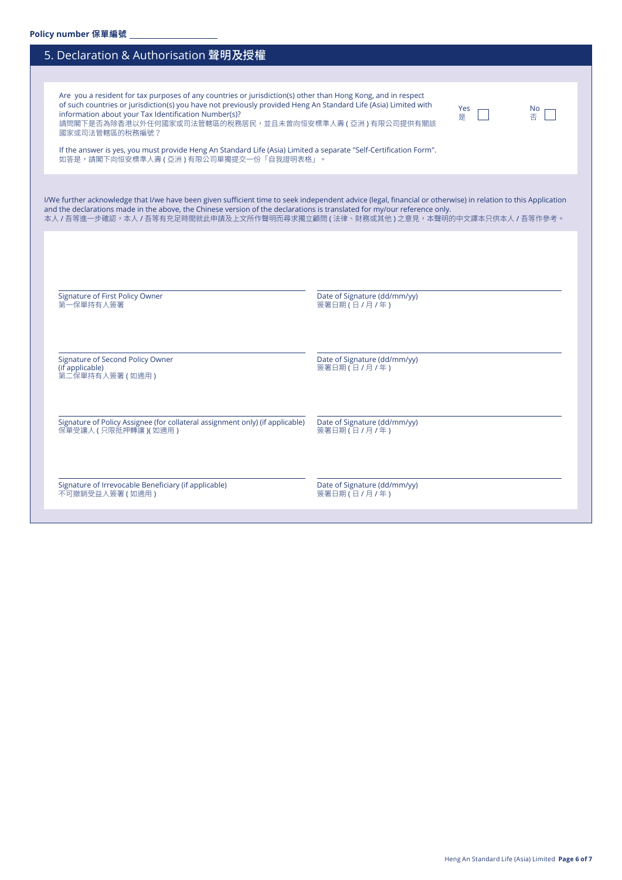**Policy number 保單編號** ____________________

## 5. Declaration & Authorisation 聲明及授權

Are you a resident for tax purposes of any countries or jurisdiction(s) other than Hong Kong, and in respect of such countries or jurisdiction(s) you have not previously provided Heng An Standard Life (Asia) Limited with information about your Tax Identification Number(s)?
請問閣下是否為除香港以外任何國家或司法管轄區的稅務居民，並且未曾向恒安標準人壽 ( 亞洲 ) 有限公司提供有關該國家或司法管轄區的稅務編號？

Yes 是 ☐　　No 否 ☐

If the answer is yes, you must provide Heng An Standard Life (Asia) Limited a separate "Self-Certification Form".
如答是，請閣下向恒安標準人壽 ( 亞洲 ) 有限公司單獨提交一份「自我證明表格」。

I/We further acknowledge that I/we have been given sufficient time to seek independent advice (legal, financial or otherwise) in relation to this Application and the declarations made in the above, the Chinese version of the declarations is translated for my/our reference only.
本人 / 吾等進一步確認，本人 / 吾等有充足時間就此申請及上文所作聲明而尋求獨立顧問 ( 法律、財務或其他 ) 之意見，本聲明的中文譯本只供本人 / 吾等作參考。

| Signature | Date |
| --- | --- |
| Signature of First Policy Owner<br>第一保單持有人簽署 | Date of Signature (dd/mm/yy)<br>簽署日期 ( 日 / 月 / 年 ) |
| Signature of Second Policy Owner (if applicable)<br>第二保單持有人簽署 ( 如適用 ) | Date of Signature (dd/mm/yy)<br>簽署日期 ( 日 / 月 / 年 ) |
| Signature of Policy Assignee (for collateral assignment only) (if applicable)<br>保單受讓人 ( 只限抵押轉讓 )( 如適用 ) | Date of Signature (dd/mm/yy)<br>簽署日期 ( 日 / 月 / 年 ) |
| Signature of Irrevocable Beneficiary (if applicable)<br>不可撤銷受益人簽署 ( 如適用 ) | Date of Signature (dd/mm/yy)<br>簽署日期 ( 日 / 月 / 年 ) |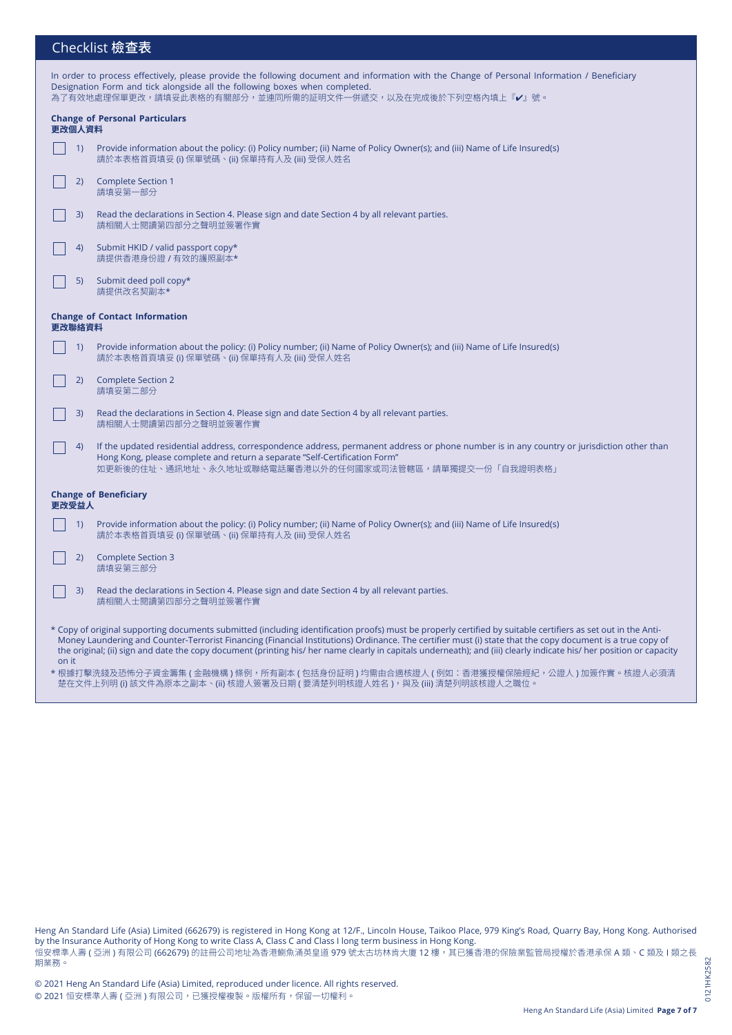## Checklist 檢查表

In order to process effectively, please provide the following document and information with the Change of Personal Information / Beneficiary Designation Form and tick alongside all the following boxes when completed.
為了有效地處理保單更改，請填妥此表格的有關部分，並連同所需的証明文件一併遞交，以及在完成後於下列空格內填上『✔』號。

### Change of Personal Particulars
### 更改個人資料

- ☐ 1) Provide information about the policy: (i) Policy number; (ii) Name of Policy Owner(s); and (iii) Name of Life Insured(s)
  請於本表格首頁填妥 (i) 保單號碼、(ii) 保單持有人及 (iii) 受保人姓名
- ☐ 2) Complete Section 1
  請填妥第一部分
- ☐ 3) Read the declarations in Section 4. Please sign and date Section 4 by all relevant parties.
  請相關人士閱讀第四部分之聲明並簽署作實
- ☐ 4) Submit HKID / valid passport copy*
  請提供香港身份證 / 有效的護照副本*
- ☐ 5) Submit deed poll copy*
  請提供改名契副本*

### Change of Contact Information
### 更改聯絡資料

- ☐ 1) Provide information about the policy: (i) Policy number; (ii) Name of Policy Owner(s); and (iii) Name of Life Insured(s)
  請於本表格首頁填妥 (i) 保單號碼、(ii) 保單持有人及 (iii) 受保人姓名
- ☐ 2) Complete Section 2
  請填妥第二部分
- ☐ 3) Read the declarations in Section 4. Please sign and date Section 4 by all relevant parties.
  請相關人士閱讀第四部分之聲明並簽署作實
- ☐ 4) If the updated residential address, correspondence address, permanent address or phone number is in any country or jurisdiction other than Hong Kong, please complete and return a separate "Self-Certification Form"
  如更新後的住址、通訊地址、永久地址或聯絡電話屬香港以外的任何國家或司法管轄區，請單獨提交一份「自我證明表格」

### Change of Beneficiary
### 更改受益人

- ☐ 1) Provide information about the policy: (i) Policy number; (ii) Name of Policy Owner(s); and (iii) Name of Life Insured(s)
  請於本表格首頁填妥 (i) 保單號碼、(ii) 保單持有人及 (iii) 受保人姓名
- ☐ 2) Complete Section 3
  請填妥第三部分
- ☐ 3) Read the declarations in Section 4. Please sign and date Section 4 by all relevant parties.
  請相關人士閱讀第四部分之聲明並簽署作實

\* Copy of original supporting documents submitted (including identification proofs) must be properly certified by suitable certifiers as set out in the Anti-Money Laundering and Counter-Terrorist Financing (Financial Institutions) Ordinance. The certifier must (i) state that the copy document is a true copy of the original; (ii) sign and date the copy document (printing his/ her name clearly in capitals underneath); and (iii) clearly indicate his/ her position or capacity on it

\* 根據打擊洗錢及恐怖分子資金籌集 ( 金融機構 ) 條例，所有副本 ( 包括身份証明 ) 均需由合適核證人 ( 例如：香港獲授權保險經紀，公證人 ) 加簽作實。核證人必須清楚在文件上列明 (i) 該文件為原本之副本、(ii) 核證人簽署及日期 ( 要清楚列明核證人姓名 )，與及 (iii) 清楚列明該核證人之職位。

Heng An Standard Life (Asia) Limited (662679) is registered in Hong Kong at 12/F., Lincoln House, Taikoo Place, 979 King's Road, Quarry Bay, Hong Kong. Authorised by the Insurance Authority of Hong Kong to write Class A, Class C and Class I long term business in Hong Kong.
恒安標準人壽 ( 亞洲 ) 有限公司 (662679) 的註冊公司地址為香港鰂魚涌英皇道 979 號太古坊林肯大廈 12 樓，其已獲香港的保險業監管局授權於香港承保 A 類、C 類及 I 類之長期業務。

© 2021 Heng An Standard Life (Asia) Limited, reproduced under licence. All rights reserved.
© 2021 恒安標準人壽 ( 亞洲 ) 有限公司，已獲授權複製。版權所有，保留一切權利。

0121HK2582